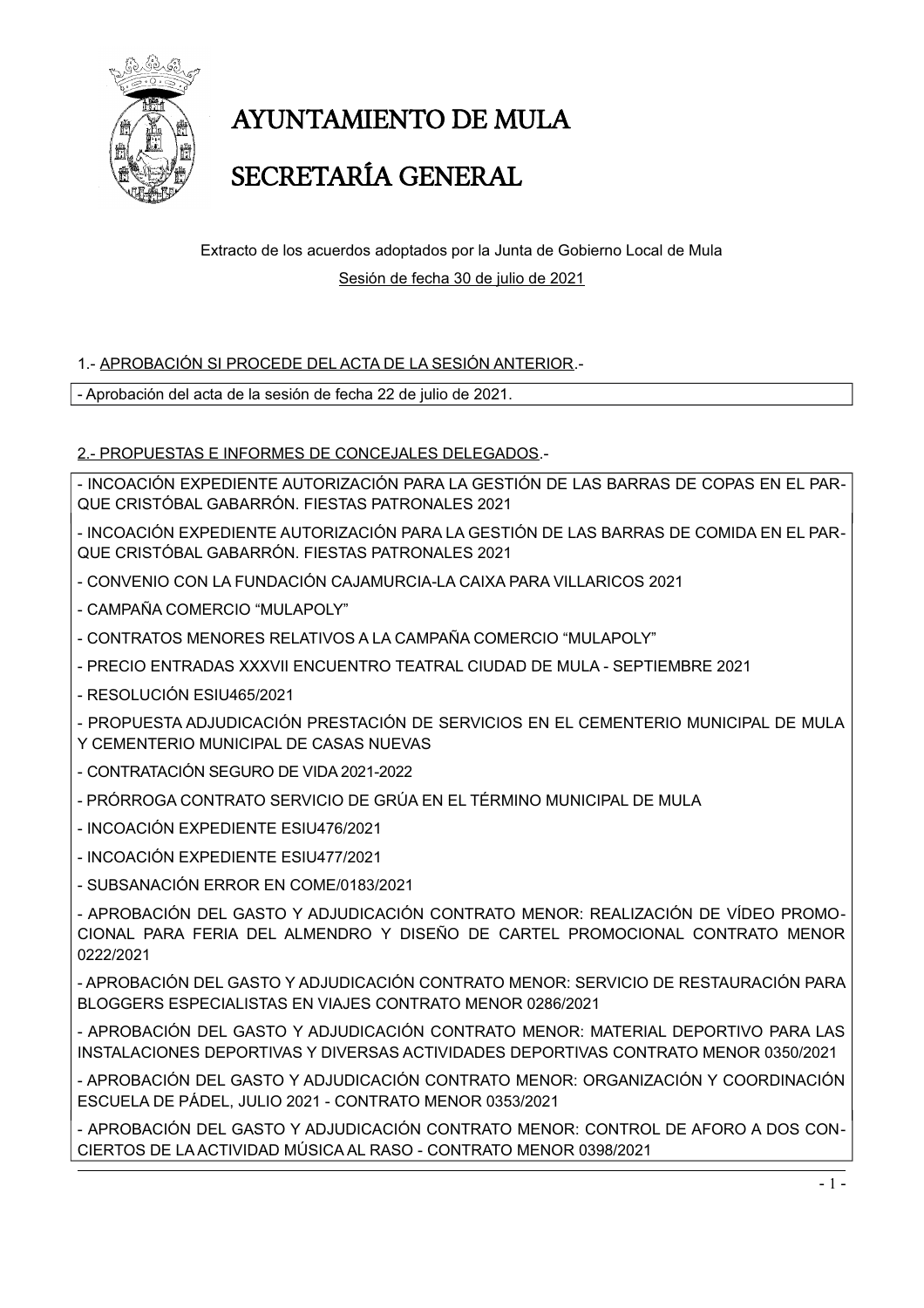# AYUNTAMIENTO DE MULA

# SECRETARÍA GENERAL

Extracto de los acuerdos adoptados por la Junta de Gobierno Local de Mula

Sesión de fecha 30 de julio de 2021

1.- APROBACIÓN SI PROCEDE DEL ACTA DE LA SESIÓN ANTERIOR.-

- Aprobación del acta de la sesión de fecha 22 de julio de 2021.

2.- PROPUESTAS E INFORMES DE CONCEJALES DELEGADOS.-

- INCOACIÓN EXPEDIENTE AUTORIZACIÓN PARA LA GESTIÓN DE LAS BARRAS DE COPAS EN EL PARQUE CRISTÓBAL GABARRÓN. FIESTAS PATRONALES 2021
- INCOACIÓN EXPEDIENTE AUTORIZACIÓN PARA LA GESTIÓN DE LAS BARRAS DE COMIDA EN EL PARQUE CRISTÓBAL GABARRÓN. FIESTAS PATRONALES 2021
- CONVENIO CON LA FUNDACIÓN CAJAMURCIA-LA CAIXA PARA VILLARICOS 2021
- CAMPAÑA COMERCIO "MULAPOLY"
- CONTRATOS MENORES RELATIVOS A LA CAMPAÑA COMERCIO "MULAPOLY"
- PRECIO ENTRADAS XXXVII ENCUENTRO TEATRAL CIUDAD DE MULA - SEPTIEMBRE 2021
- RESOLUCIÓN ESIU465/2021
- PROPUESTA ADJUDICACIÓN PRESTACIÓN DE SERVICIOS EN EL CEMENTERIO MUNICIPAL DE MULA Y CEMENTERIO MUNICIPAL DE CASAS NUEVAS
- CONTRATACIÓN SEGURO DE VIDA 2021-2022
- PRÓRROGA CONTRATO SERVICIO DE GRÚA EN EL TÉRMINO MUNICIPAL DE MULA
- INCOACIÓN EXPEDIENTE ESIU476/2021
- INCOACIÓN EXPEDIENTE ESIU477/2021
- SUBSANACIÓN ERROR EN COME/0183/2021
- APROBACIÓN DEL GASTO Y ADJUDICACIÓN CONTRATO MENOR: REALIZACIÓN DE VÍDEO PROMOCIONAL PARA FERIA DEL ALMENDRO Y DISEÑO DE CARTEL PROMOCIONAL CONTRATO MENOR 0222/2021
- APROBACIÓN DEL GASTO Y ADJUDICACIÓN CONTRATO MENOR: SERVICIO DE RESTAURACIÓN PARA BLOGGERS ESPECIALISTAS EN VIAJES CONTRATO MENOR 0286/2021
- APROBACIÓN DEL GASTO Y ADJUDICACIÓN CONTRATO MENOR: MATERIAL DEPORTIVO PARA LAS INSTALACIONES DEPORTIVAS Y DIVERSAS ACTIVIDADES DEPORTIVAS CONTRATO MENOR 0350/2021
- APROBACIÓN DEL GASTO Y ADJUDICACIÓN CONTRATO MENOR: ORGANIZACIÓN Y COORDINACIÓN ESCUELA DE PÁDEL, JULIO 2021 - CONTRATO MENOR 0353/2021
- APROBACIÓN DEL GASTO Y ADJUDICACIÓN CONTRATO MENOR: CONTROL DE AFORO A DOS CONCIERTOS DE LA ACTIVIDAD MÚSICA AL RASO - CONTRATO MENOR 0398/2021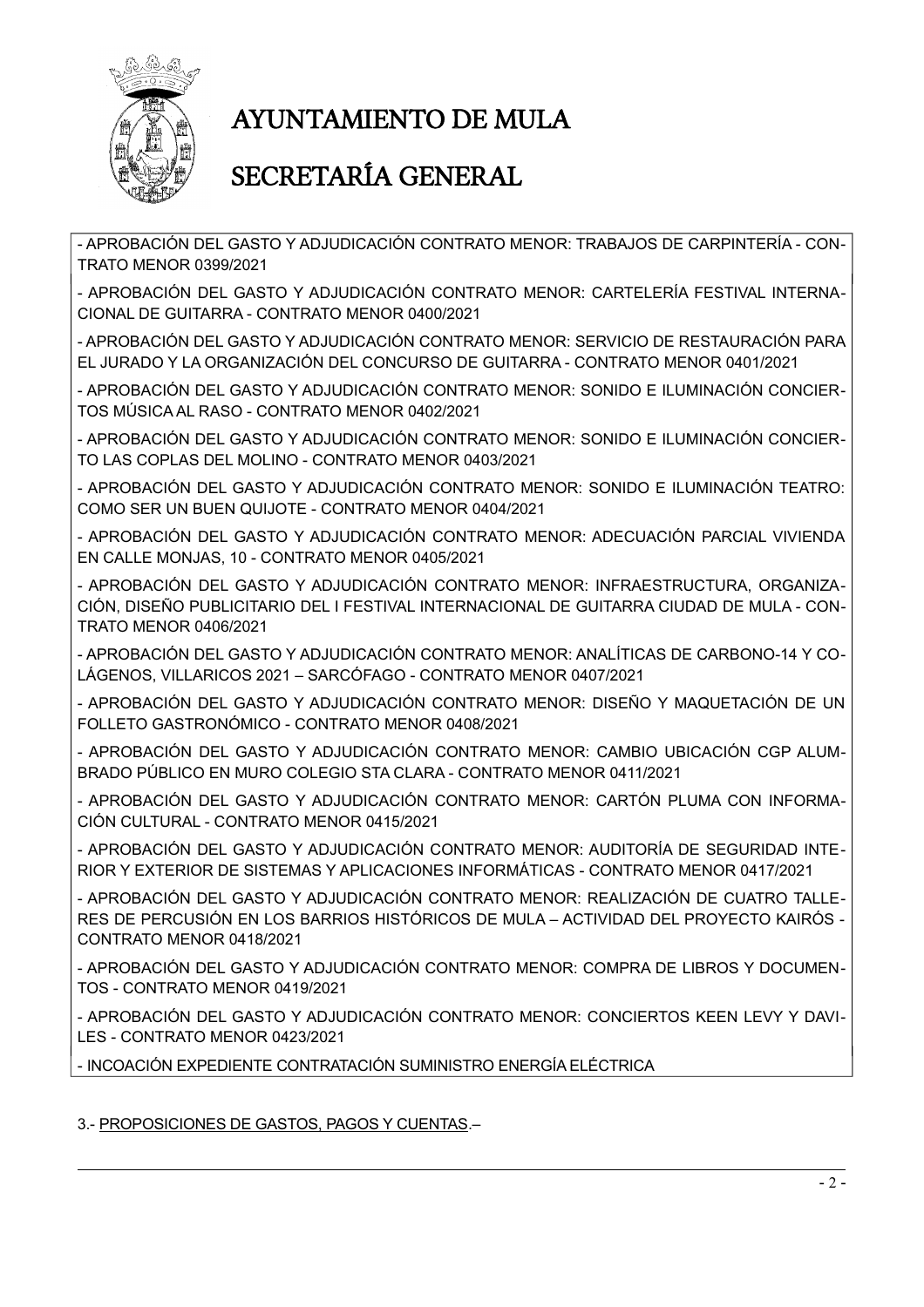- APROBACIÓN DEL GASTO Y ADJUDICACIÓN CONTRATO MENOR: TRABAJOS DE CARPINTERÍA - CONTRATO MENOR 0399/2021

- APROBACIÓN DEL GASTO Y ADJUDICACIÓN CONTRATO MENOR: CARTELERÍA FESTIVAL INTERNACIONAL DE GUITARRA - CONTRATO MENOR 0400/2021

- APROBACIÓN DEL GASTO Y ADJUDICACIÓN CONTRATO MENOR: SERVICIO DE RESTAURACIÓN PARA EL JURADO Y LA ORGANIZACIÓN DEL CONCURSO DE GUITARRA - CONTRATO MENOR 0401/2021

- APROBACIÓN DEL GASTO Y ADJUDICACIÓN CONTRATO MENOR: SONIDO E ILUMINACIÓN CONCIERTOS MÚSICA AL RASO - CONTRATO MENOR 0402/2021

- APROBACIÓN DEL GASTO Y ADJUDICACIÓN CONTRATO MENOR: SONIDO E ILUMINACIÓN CONCIERTO LAS COPLAS DEL MOLINO - CONTRATO MENOR 0403/2021

- APROBACIÓN DEL GASTO Y ADJUDICACIÓN CONTRATO MENOR: SONIDO E ILUMINACIÓN TEATRO: COMO SER UN BUEN QUIJOTE - CONTRATO MENOR 0404/2021

- APROBACIÓN DEL GASTO Y ADJUDICACIÓN CONTRATO MENOR: ADECUACIÓN PARCIAL VIVIENDA EN CALLE MONJAS, 10 - CONTRATO MENOR 0405/2021

- APROBACIÓN DEL GASTO Y ADJUDICACIÓN CONTRATO MENOR: INFRAESTRUCTURA, ORGANIZACIÓN, DISEÑO PUBLICITARIO DEL I FESTIVAL INTERNACIONAL DE GUITARRA CIUDAD DE MULA - CONTRATO MENOR 0406/2021

- APROBACIÓN DEL GASTO Y ADJUDICACIÓN CONTRATO MENOR: ANALÍTICAS DE CARBONO-14 Y COLÁGENOS, VILLARICOS 2021 – SARCÓFAGO - CONTRATO MENOR 0407/2021

- APROBACIÓN DEL GASTO Y ADJUDICACIÓN CONTRATO MENOR: DISEÑO Y MAQUETACIÓN DE UN FOLLETO GASTRONÓMICO - CONTRATO MENOR 0408/2021

- APROBACIÓN DEL GASTO Y ADJUDICACIÓN CONTRATO MENOR: CAMBIO UBICACIÓN CGP ALUMBRADO PÚBLICO EN MURO COLEGIO STA CLARA - CONTRATO MENOR 0411/2021

- APROBACIÓN DEL GASTO Y ADJUDICACIÓN CONTRATO MENOR: CARTÓN PLUMA CON INFORMACIÓN CULTURAL - CONTRATO MENOR 0415/2021

- APROBACIÓN DEL GASTO Y ADJUDICACIÓN CONTRATO MENOR: AUDITORÍA DE SEGURIDAD INTERIOR Y EXTERIOR DE SISTEMAS Y APLICACIONES INFORMÁTICAS - CONTRATO MENOR 0417/2021

- APROBACIÓN DEL GASTO Y ADJUDICACIÓN CONTRATO MENOR: REALIZACIÓN DE CUATRO TALLERES DE PERCUSIÓN EN LOS BARRIOS HISTÓRICOS DE MULA – ACTIVIDAD DEL PROYECTO KAIRÓS - CONTRATO MENOR 0418/2021

- APROBACIÓN DEL GASTO Y ADJUDICACIÓN CONTRATO MENOR: COMPRA DE LIBROS Y DOCUMENTOS - CONTRATO MENOR 0419/2021

- APROBACIÓN DEL GASTO Y ADJUDICACIÓN CONTRATO MENOR: CONCIERTOS KEEN LEVY Y DAVILES - CONTRATO MENOR 0423/2021

- INCOACIÓN EXPEDIENTE CONTRATACIÓN SUMINISTRO ENERGÍA ELÉCTRICA

3.- PROPOSICIONES DE GASTOS, PAGOS Y CUENTAS.–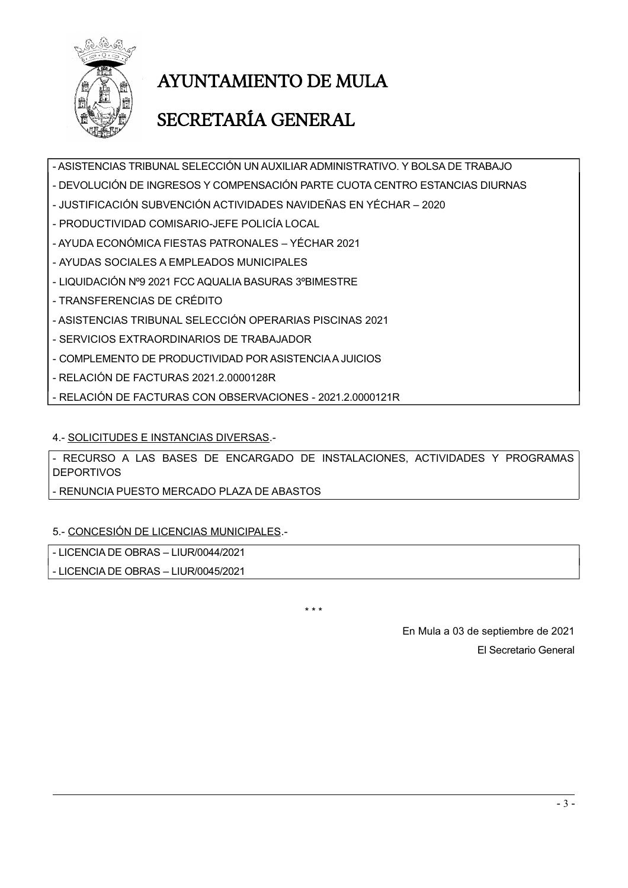# AYUNTAMIENTO DE MULA

# SECRETARÍA GENERAL

- ASISTENCIAS TRIBUNAL SELECCIÓN UN AUXILIAR ADMINISTRATIVO. Y BOLSA DE TRABAJO
- DEVOLUCIÓN DE INGRESOS Y COMPENSACIÓN PARTE CUOTA CENTRO ESTANCIAS DIURNAS
- JUSTIFICACIÓN SUBVENCIÓN ACTIVIDADES NAVIDEÑAS EN YÉCHAR – 2020
- PRODUCTIVIDAD COMISARIO-JEFE POLICÍA LOCAL
- AYUDA ECONÓMICA FIESTAS PATRONALES – YÉCHAR 2021
- AYUDAS SOCIALES A EMPLEADOS MUNICIPALES
- LIQUIDACIÓN Nº9 2021 FCC AQUALIA BASURAS 3ºBIMESTRE
- TRANSFERENCIAS DE CRÉDITO
- ASISTENCIAS TRIBUNAL SELECCIÓN OPERARIAS PISCINAS 2021
- SERVICIOS EXTRAORDINARIOS DE TRABAJADOR
- COMPLEMENTO DE PRODUCTIVIDAD POR ASISTENCIA A JUICIOS
- RELACIÓN DE FACTURAS 2021.2.0000128R
- RELACIÓN DE FACTURAS CON OBSERVACIONES - 2021.2.0000121R

4.- SOLICITUDES E INSTANCIAS DIVERSAS.-

- RECURSO A LAS BASES DE ENCARGADO DE INSTALACIONES, ACTIVIDADES Y PROGRAMAS DEPORTIVOS
- RENUNCIA PUESTO MERCADO PLAZA DE ABASTOS

5.- CONCESIÓN DE LICENCIAS MUNICIPALES.-

- LICENCIA DE OBRAS – LIUR/0044/2021
- LICENCIA DE OBRAS – LIUR/0045/2021

\* \* \*

En Mula a 03 de septiembre de 2021

El Secretario General